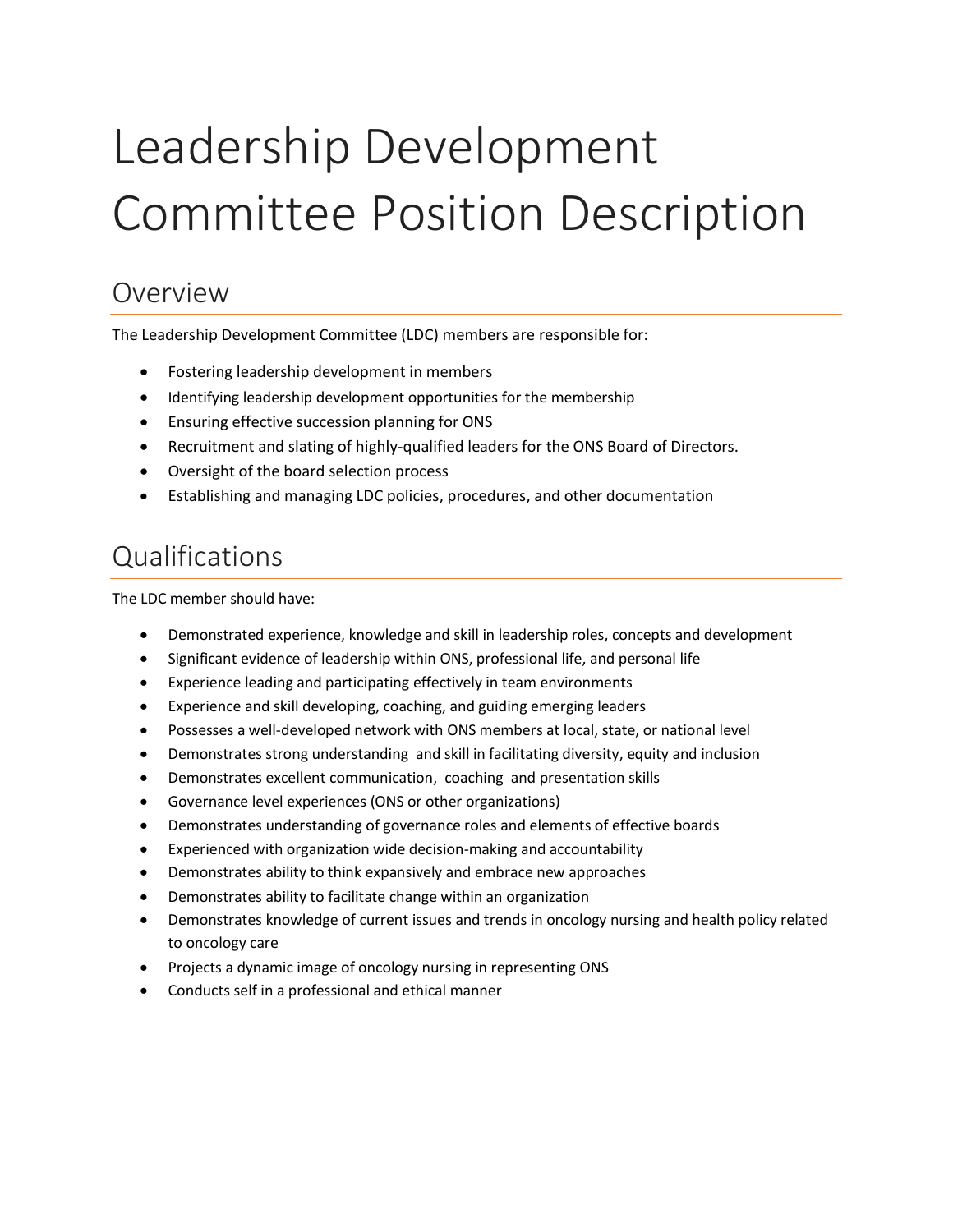# Leadership Development Committee Position Description

## Overview

The Leadership Development Committee (LDC) members are responsible for:

- Fostering leadership development in members
- Identifying leadership development opportunities for the membership
- Ensuring effective succession planning for ONS
- Recruitment and slating of highly-qualified leaders for the ONS Board of Directors.
- Oversight of the board selection process
- Establishing and managing LDC policies, procedures, and other documentation

## Qualifications

The LDC member should have:

- Demonstrated experience, knowledge and skill in leadership roles, concepts and development
- Significant evidence of leadership within ONS, professional life, and personal life
- Experience leading and participating effectively in team environments
- Experience and skill developing, coaching, and guiding emerging leaders
- Possesses a well-developed network with ONS members at local, state, or national level
- Demonstrates strong understanding and skill in facilitating diversity, equity and inclusion
- Demonstrates excellent communication, coaching and presentation skills
- Governance level experiences (ONS or other organizations)
- Demonstrates understanding of governance roles and elements of effective boards
- Experienced with organization wide decision-making and accountability
- Demonstrates ability to think expansively and embrace new approaches
- Demonstrates ability to facilitate change within an organization
- Demonstrates knowledge of current issues and trends in oncology nursing and health policy related to oncology care
- Projects a dynamic image of oncology nursing in representing ONS
- Conducts self in a professional and ethical manner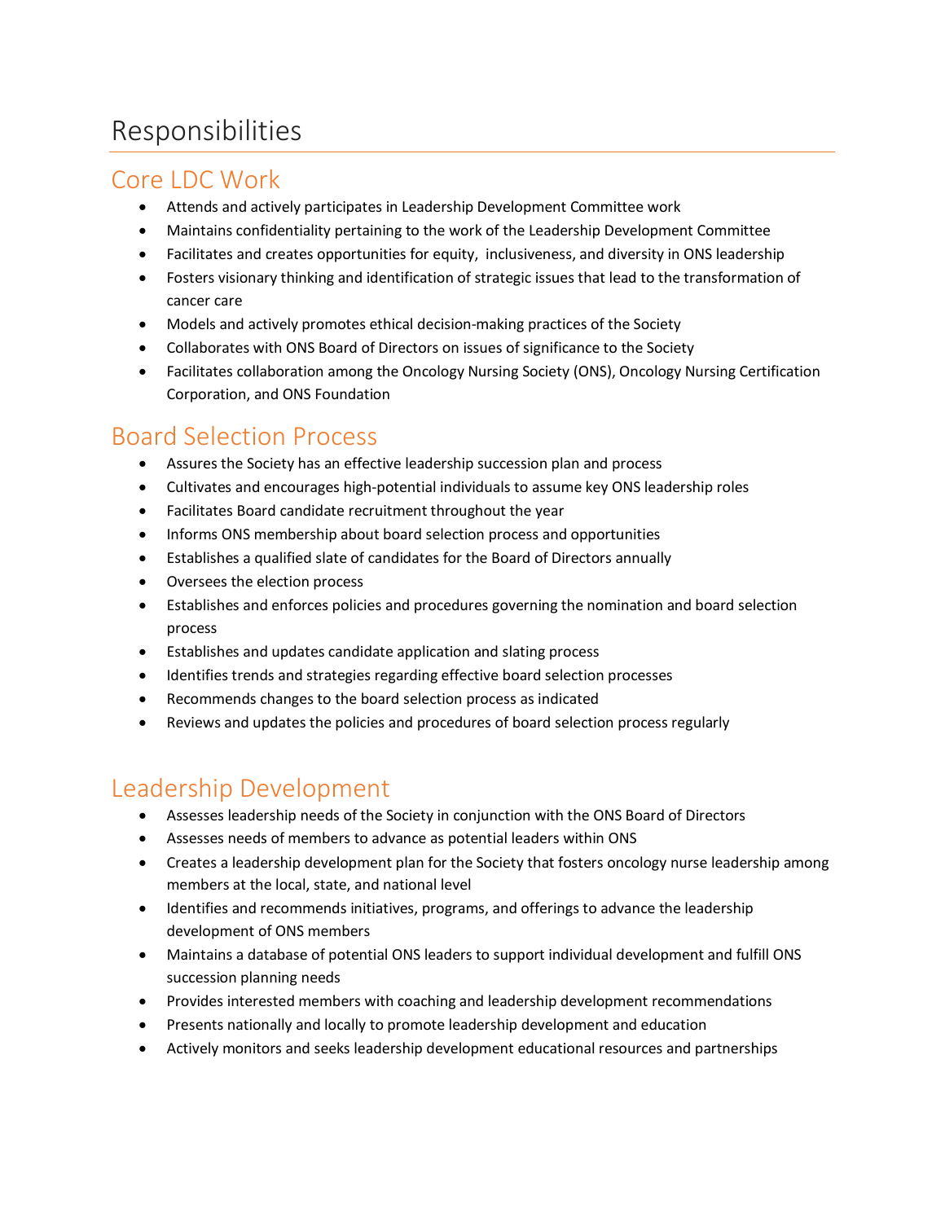# Responsibilities

## Core LDC Work

- Attends and actively participates in Leadership Development Committee work
- Maintains confidentiality pertaining to the work of the Leadership Development Committee
- Facilitates and creates opportunities for equity, inclusiveness, and diversity in ONS leadership
- Fosters visionary thinking and identification of strategic issues that lead to the transformation of cancer care
- Models and actively promotes ethical decision-making practices of the Society
- Collaborates with ONS Board of Directors on issues of significance to the Society
- Facilitates collaboration among the Oncology Nursing Society (ONS), Oncology Nursing Certification Corporation, and ONS Foundation

## Board Selection Process

- Assures the Society has an effective leadership succession plan and process
- Cultivates and encourages high-potential individuals to assume key ONS leadership roles
- Facilitates Board candidate recruitment throughout the year
- Informs ONS membership about board selection process and opportunities
- Establishes a qualified slate of candidates for the Board of Directors annually
- Oversees the election process
- Establishes and enforces policies and procedures governing the nomination and board selection process
- Establishes and updates candidate application and slating process
- Identifies trends and strategies regarding effective board selection processes
- Recommends changes to the board selection process as indicated
- Reviews and updates the policies and procedures of board selection process regularly

## Leadership Development

- Assesses leadership needs of the Society in conjunction with the ONS Board of Directors
- Assesses needs of members to advance as potential leaders within ONS
- Creates a leadership development plan for the Society that fosters oncology nurse leadership among members at the local, state, and national level
- Identifies and recommends initiatives, programs, and offerings to advance the leadership development of ONS members
- Maintains a database of potential ONS leaders to support individual development and fulfill ONS succession planning needs
- Provides interested members with coaching and leadership development recommendations
- Presents nationally and locally to promote leadership development and education
- Actively monitors and seeks leadership development educational resources and partnerships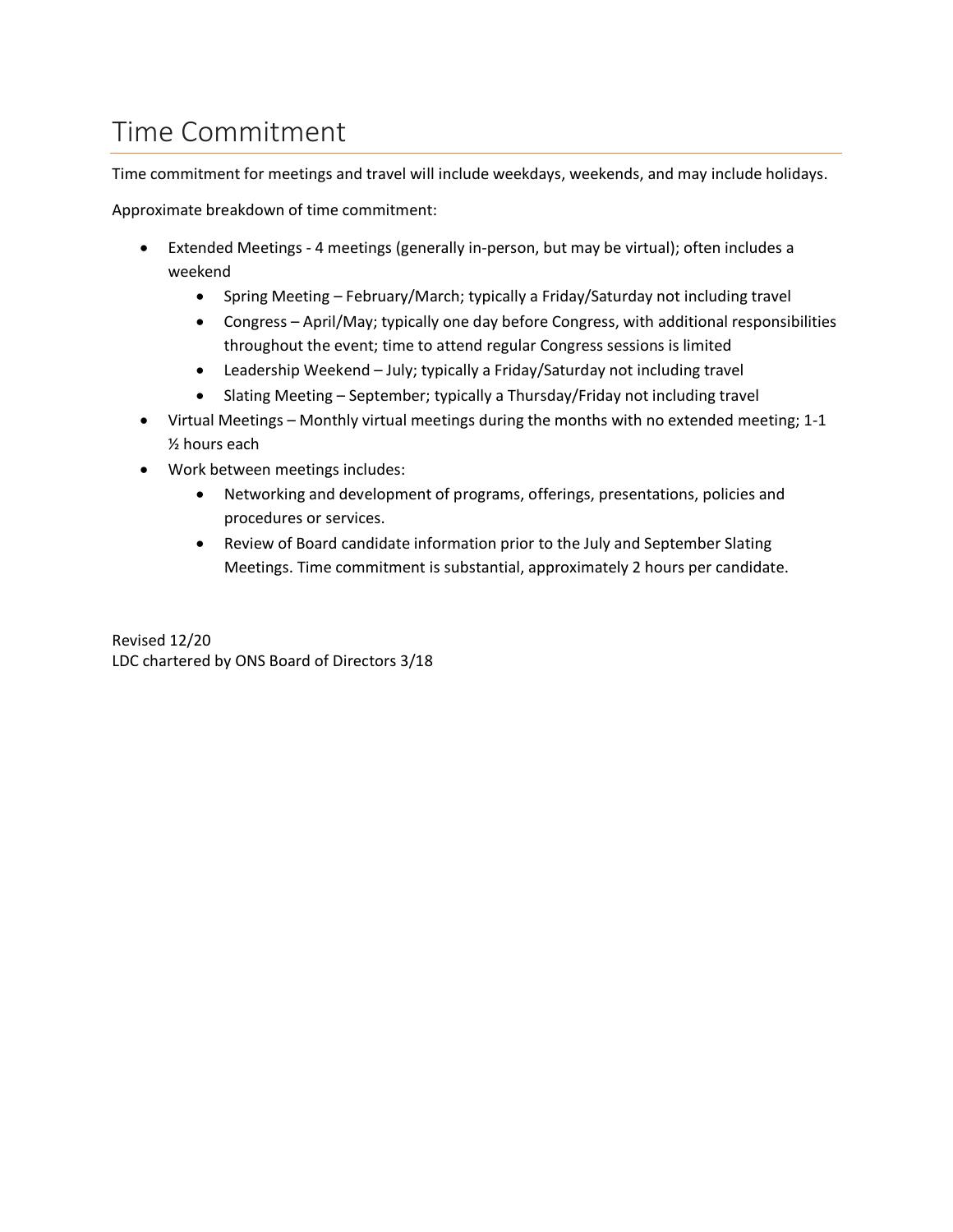# Time Commitment

Time commitment for meetings and travel will include weekdays, weekends, and may include holidays.

Approximate breakdown of time commitment:

- Extended Meetings - 4 meetings (generally in-person, but may be virtual); often includes a weekend
    - Spring Meeting – February/March; typically a Friday/Saturday not including travel
    - Congress – April/May; typically one day before Congress, with additional responsibilities throughout the event; time to attend regular Congress sessions is limited
    - Leadership Weekend – July; typically a Friday/Saturday not including travel
    - Slating Meeting – September; typically a Thursday/Friday not including travel
- Virtual Meetings – Monthly virtual meetings during the months with no extended meeting; 1-1 ½ hours each
- Work between meetings includes:
    - Networking and development of programs, offerings, presentations, policies and procedures or services.
    - Review of Board candidate information prior to the July and September Slating Meetings. Time commitment is substantial, approximately 2 hours per candidate.

Revised 12/20
LDC chartered by ONS Board of Directors 3/18